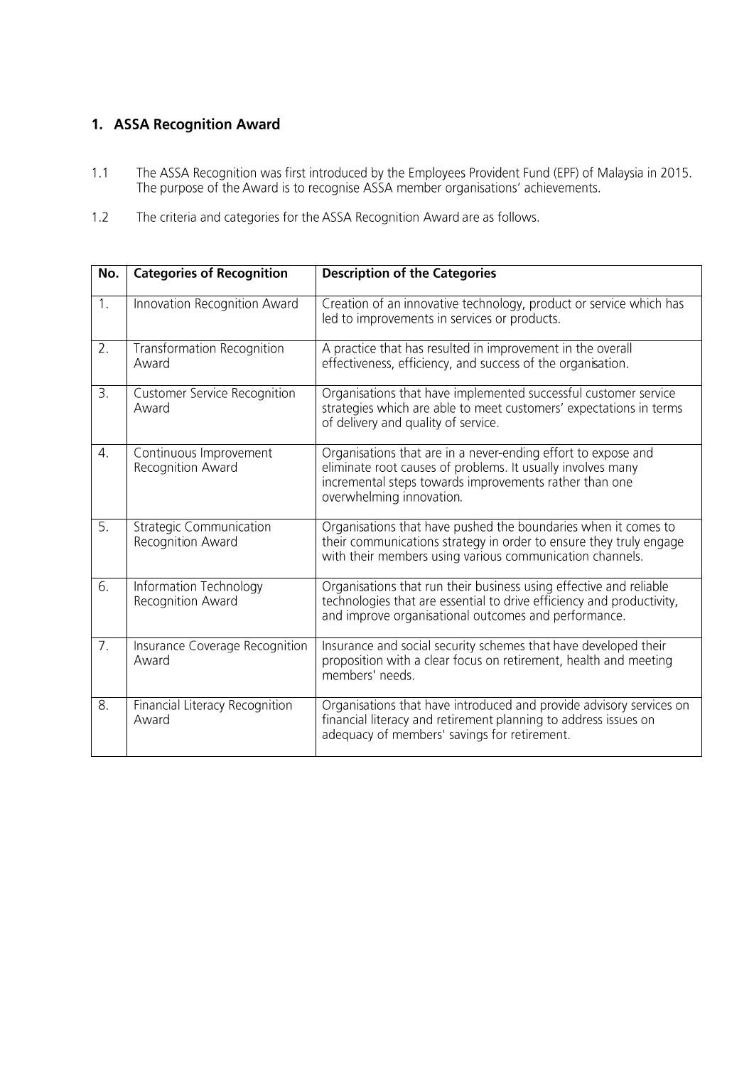## 1. ASSA Recognition Award

1.1 The ASSA Recognition was first introduced by the Employees Provident Fund (EPF) of Malaysia in 2015. The purpose of the Award is to recognise ASSA member organisations' achievements.

1.2 The criteria and categories for the ASSA Recognition Award are as follows.

| No. | Categories of Recognition | Description of the Categories |
|---|---|---|
| 1. | Innovation Recognition Award | Creation of an innovative technology, product or service which has led to improvements in services or products. |
| 2. | Transformation Recognition Award | A practice that has resulted in improvement in the overall effectiveness, efficiency, and success of the organisation. |
| 3. | Customer Service Recognition Award | Organisations that have implemented successful customer service strategies which are able to meet customers' expectations in terms of delivery and quality of service. |
| 4. | Continuous Improvement Recognition Award | Organisations that are in a never-ending effort to expose and eliminate root causes of problems. It usually involves many incremental steps towards improvements rather than one overwhelming innovation. |
| 5. | Strategic Communication Recognition Award | Organisations that have pushed the boundaries when it comes to their communications strategy in order to ensure they truly engage with their members using various communication channels. |
| 6. | Information Technology Recognition Award | Organisations that run their business using effective and reliable technologies that are essential to drive efficiency and productivity, and improve organisational outcomes and performance. |
| 7. | Insurance Coverage Recognition Award | Insurance and social security schemes that have developed their proposition with a clear focus on retirement, health and meeting members' needs. |
| 8. | Financial Literacy Recognition Award | Organisations that have introduced and provide advisory services on financial literacy and retirement planning to address issues on adequacy of members' savings for retirement. |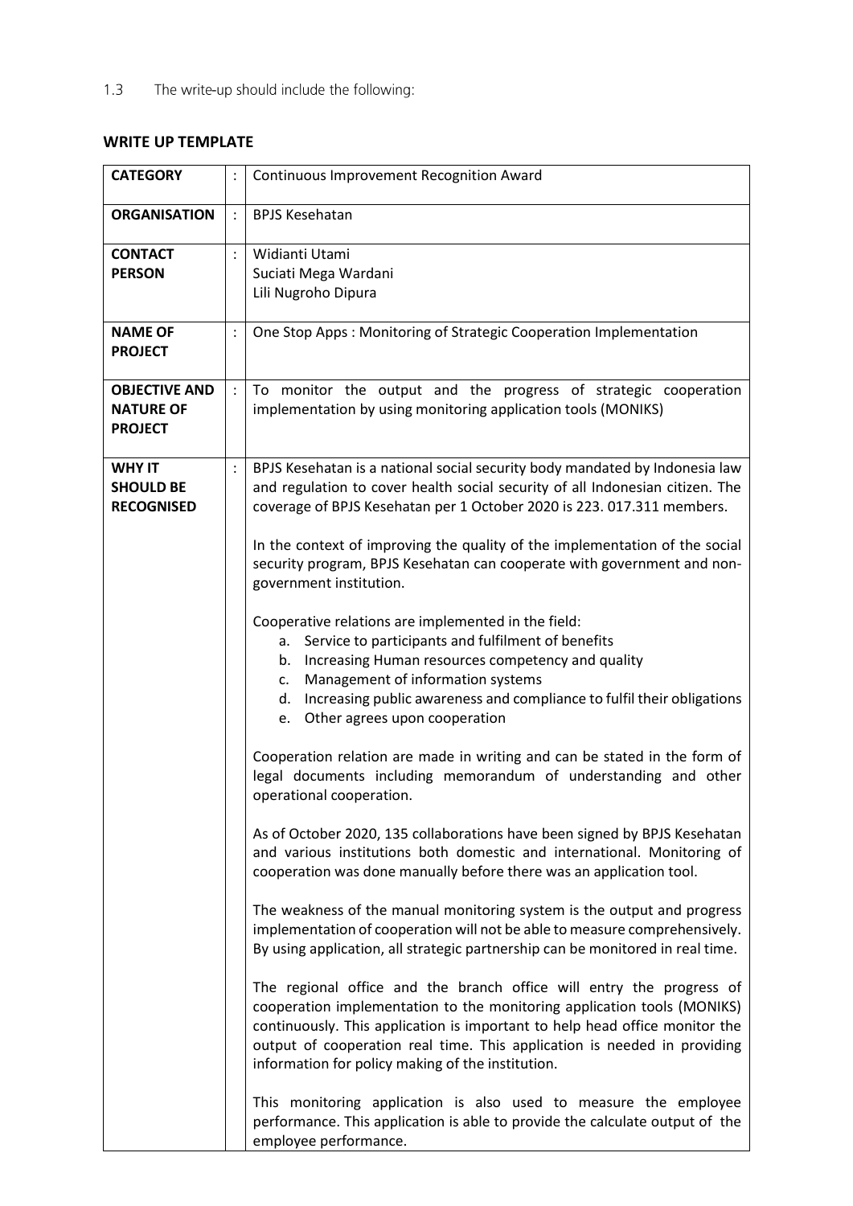1.3 The write-up should include the following:

**WRITE UP TEMPLATE**

| | | |
|---|---|---|
| **CATEGORY** | : | Continuous Improvement Recognition Award |
| **ORGANISATION** | : | BPJS Kesehatan |
| **CONTACT PERSON** | : | Widianti Utami<br>Suciati Mega Wardani<br>Lili Nugroho Dipura |
| **NAME OF PROJECT** | : | One Stop Apps : Monitoring of Strategic Cooperation Implementation |
| **OBJECTIVE AND NATURE OF PROJECT** | : | To monitor the output and the progress of strategic cooperation implementation by using monitoring application tools (MONIKS) |
| **WHY IT SHOULD BE RECOGNISED** | : | BPJS Kesehatan is a national social security body mandated by Indonesia law and regulation to cover health social security of all Indonesian citizen. The coverage of BPJS Kesehatan per 1 October 2020 is 223. 017.311 members.<br><br>In the context of improving the quality of the implementation of the social security program, BPJS Kesehatan can cooperate with government and non-government institution.<br><br>Cooperative relations are implemented in the field:<br>a. Service to participants and fulfilment of benefits<br>b. Increasing Human resources competency and quality<br>c. Management of information systems<br>d. Increasing public awareness and compliance to fulfil their obligations<br>e. Other agrees upon cooperation<br><br>Cooperation relation are made in writing and can be stated in the form of legal documents including memorandum of understanding and other operational cooperation.<br><br>As of October 2020, 135 collaborations have been signed by BPJS Kesehatan and various institutions both domestic and international. Monitoring of cooperation was done manually before there was an application tool.<br><br>The weakness of the manual monitoring system is the output and progress implementation of cooperation will not be able to measure comprehensively. By using application, all strategic partnership can be monitored in real time.<br><br>The regional office and the branch office will entry the progress of cooperation implementation to the monitoring application tools (MONIKS) continuously. This application is important to help head office monitor the output of cooperation real time. This application is needed in providing information for policy making of the institution.<br><br>This monitoring application is also used to measure the employee performance. This application is able to provide the calculate output of the employee performance. |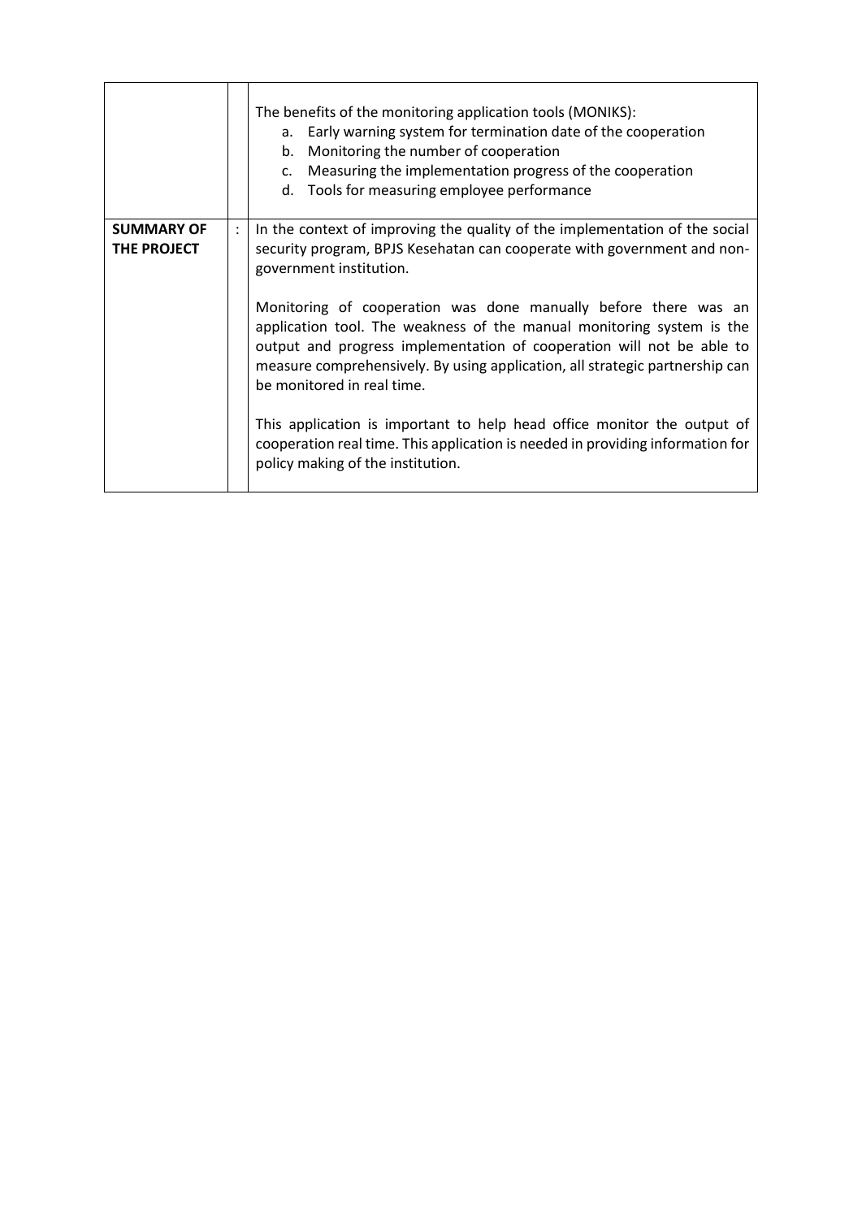| | | |
|---|---|---|
| | | The benefits of the monitoring application tools (MONIKS):<br>a. Early warning system for termination date of the cooperation<br>b. Monitoring the number of cooperation<br>c. Measuring the implementation progress of the cooperation<br>d. Tools for measuring employee performance |
| **SUMMARY OF THE PROJECT** | : | In the context of improving the quality of the implementation of the social security program, BPJS Kesehatan can cooperate with government and non-government institution.<br><br>Monitoring of cooperation was done manually before there was an application tool. The weakness of the manual monitoring system is the output and progress implementation of cooperation will not be able to measure comprehensively. By using application, all strategic partnership can be monitored in real time.<br><br>This application is important to help head office monitor the output of cooperation real time. This application is needed in providing information for policy making of the institution. |